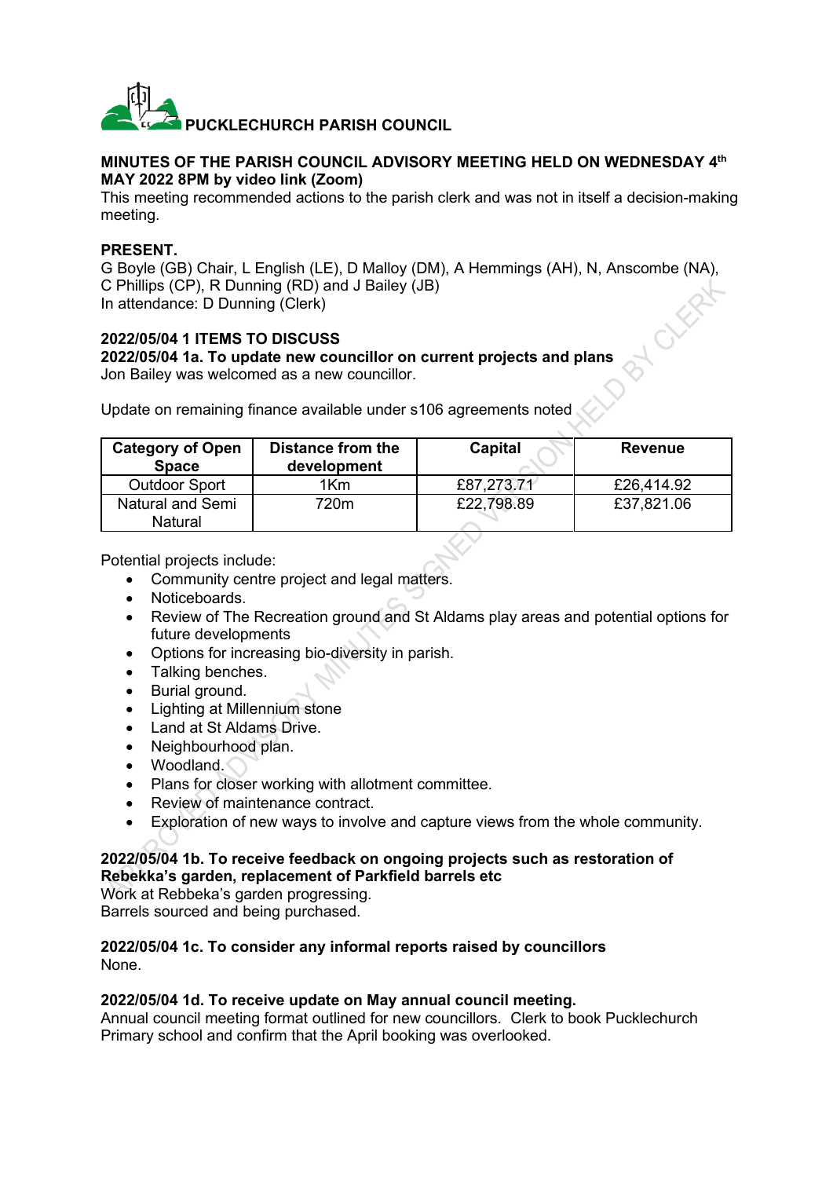**PUCKLECHURCH PARISH COUNCIL**

**MINUTES OF THE PARISH COUNCIL ADVISORY MEETING HELD ON WEDNESDAY 4th MAY 2022 8PM by video link (Zoom)**

This meeting recommended actions to the parish clerk and was not in itself a decision-making meeting.

**PRESENT.**

G Boyle (GB) Chair, L English (LE), D Malloy (DM), A Hemmings (AH), N, Anscombe (NA), C Phillips (CP), R Dunning (RD) and J Bailey (JB)
In attendance: D Dunning (Clerk)

**2022/05/04 1 ITEMS TO DISCUSS**

**2022/05/04 1a. To update new councillor on current projects and plans**

Jon Bailey was welcomed as a new councillor.

Update on remaining finance available under s106 agreements noted

| Category of Open Space | Distance from the development | Capital | Revenue |
|---|---|---|---|
| Outdoor Sport | 1Km | £87,273.71 | £26,414.92 |
| Natural and Semi Natural | 720m | £22,798.89 | £37,821.06 |

Potential projects include:

- Community centre project and legal matters.
- Noticeboards.
- Review of The Recreation ground and St Aldams play areas and potential options for future developments
- Options for increasing bio-diversity in parish.
- Talking benches.
- Burial ground.
- Lighting at Millennium stone
- Land at St Aldams Drive.
- Neighbourhood plan.
- Woodland.
- Plans for closer working with allotment committee.
- Review of maintenance contract.
- Exploration of new ways to involve and capture views from the whole community.

**2022/05/04 1b. To receive feedback on ongoing projects such as restoration of Rebekka's garden, replacement of Parkfield barrels etc**

Work at Rebbeka's garden progressing.
Barrels sourced and being purchased.

**2022/05/04 1c. To consider any informal reports raised by councillors**

None.

**2022/05/04 1d. To receive update on May annual council meeting.**

Annual council meeting format outlined for new councillors. Clerk to book Pucklechurch Primary school and confirm that the April booking was overlooked.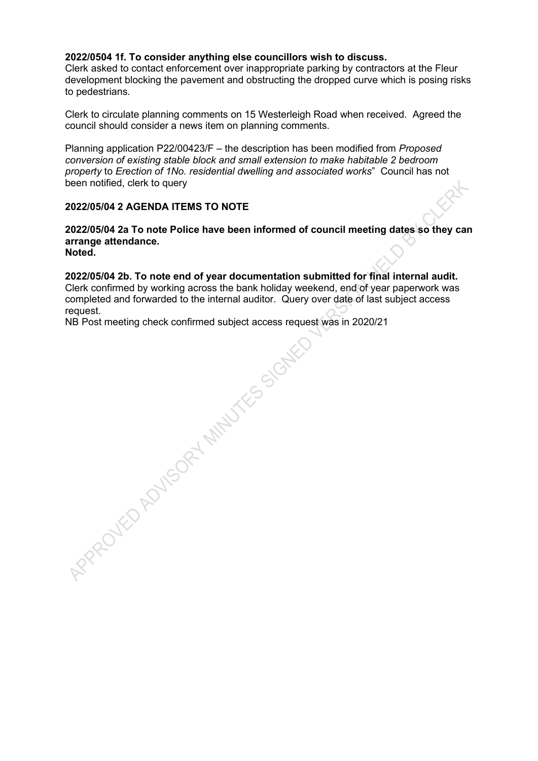**2022/0504 1f. To consider anything else councillors wish to discuss.**
Clerk asked to contact enforcement over inappropriate parking by contractors at the Fleur development blocking the pavement and obstructing the dropped curve which is posing risks to pedestrians.

Clerk to circulate planning comments on 15 Westerleigh Road when received. Agreed the council should consider a news item on planning comments.

Planning application P22/00423/F – the description has been modified from *Proposed conversion of existing stable block and small extension to make habitable 2 bedroom property* to *Erection of 1No. residential dwelling and associated works*" Council has not been notified, clerk to query

**2022/05/04 2 AGENDA ITEMS TO NOTE**

**2022/05/04 2a To note Police have been informed of council meeting dates so they can arrange attendance.**
**Noted.**

**2022/05/04 2b. To note end of year documentation submitted for final internal audit.**
Clerk confirmed by working across the bank holiday weekend, end of year paperwork was completed and forwarded to the internal auditor. Query over date of last subject access request.
NB Post meeting check confirmed subject access request was in 2020/21